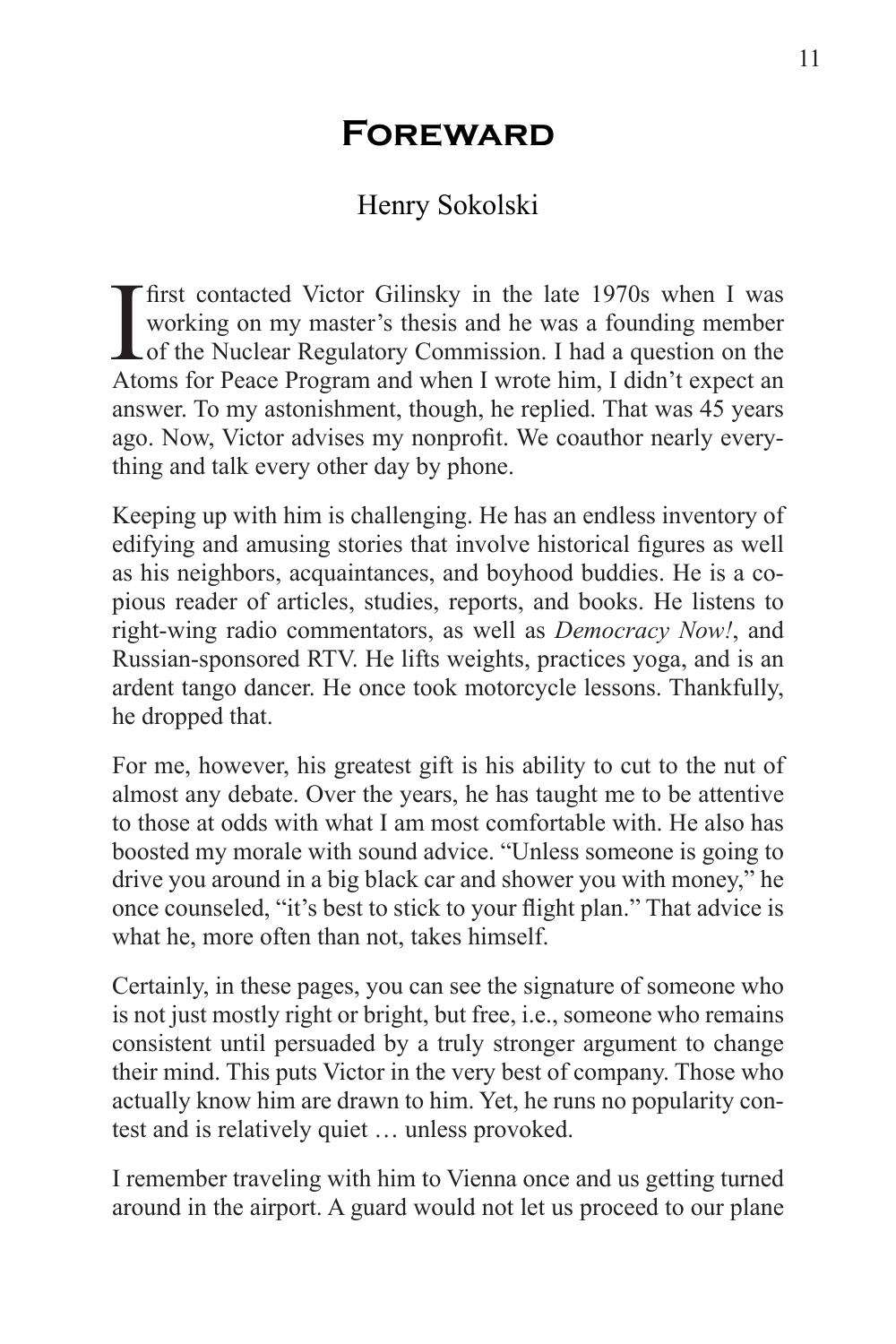# Foreward

Henry Sokolski

I first contacted Victor Gilinsky in the late 1970s when I was working on my master's thesis and he was a founding member of the Nuclear Regulatory Commission. I had a question on the Atoms for Peace Program and when I wrote him, I didn't expect an answer. To my astonishment, though, he replied. That was 45 years ago. Now, Victor advises my nonprofit. We coauthor nearly everything and talk every other day by phone.

Keeping up with him is challenging. He has an endless inventory of edifying and amusing stories that involve historical figures as well as his neighbors, acquaintances, and boyhood buddies. He is a copious reader of articles, studies, reports, and books. He listens to right-wing radio commentators, as well as *Democracy Now!*, and Russian-sponsored RTV. He lifts weights, practices yoga, and is an ardent tango dancer. He once took motorcycle lessons. Thankfully, he dropped that.

For me, however, his greatest gift is his ability to cut to the nut of almost any debate. Over the years, he has taught me to be attentive to those at odds with what I am most comfortable with. He also has boosted my morale with sound advice. "Unless someone is going to drive you around in a big black car and shower you with money," he once counseled, "it's best to stick to your flight plan." That advice is what he, more often than not, takes himself.

Certainly, in these pages, you can see the signature of someone who is not just mostly right or bright, but free, i.e., someone who remains consistent until persuaded by a truly stronger argument to change their mind. This puts Victor in the very best of company. Those who actually know him are drawn to him. Yet, he runs no popularity contest and is relatively quiet … unless provoked.

I remember traveling with him to Vienna once and us getting turned around in the airport. A guard would not let us proceed to our plane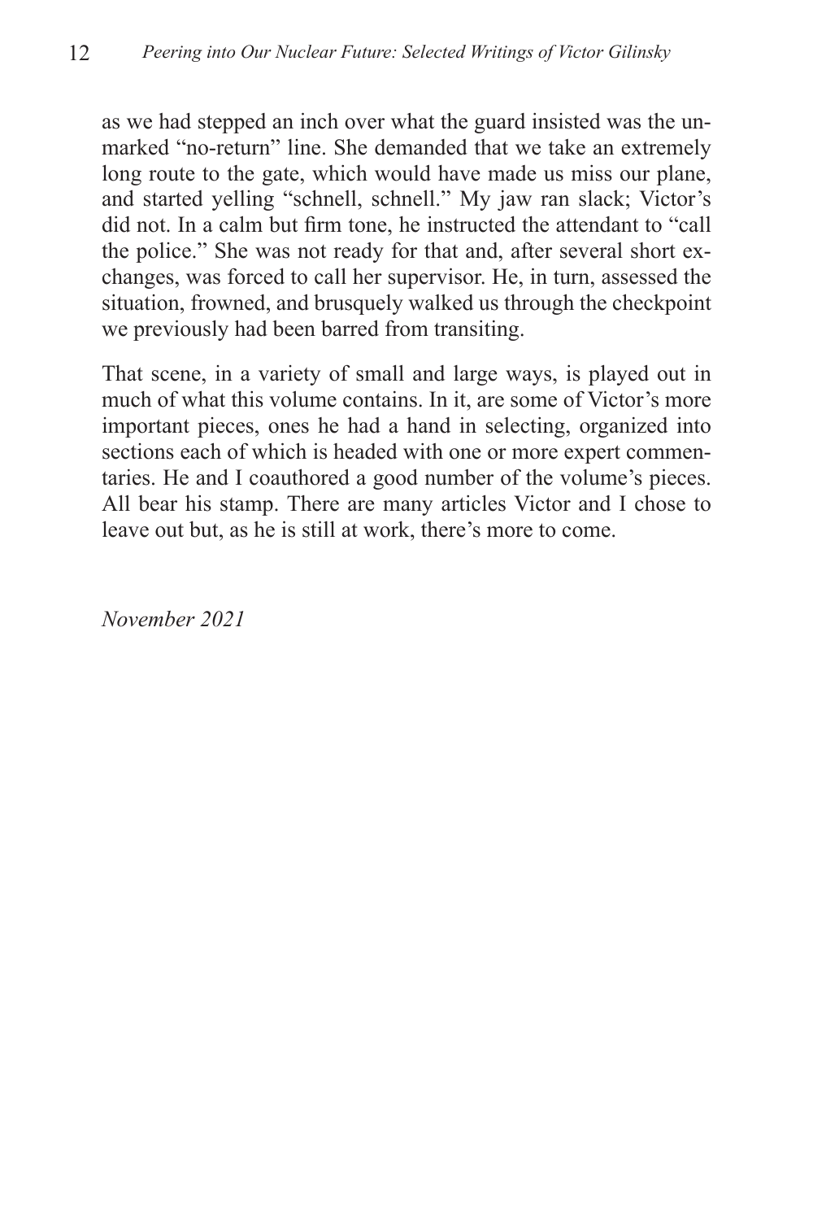as we had stepped an inch over what the guard insisted was the unmarked "no-return" line. She demanded that we take an extremely long route to the gate, which would have made us miss our plane, and started yelling "schnell, schnell." My jaw ran slack; Victor's did not. In a calm but firm tone, he instructed the attendant to "call the police." She was not ready for that and, after several short exchanges, was forced to call her supervisor. He, in turn, assessed the situation, frowned, and brusquely walked us through the checkpoint we previously had been barred from transiting.

That scene, in a variety of small and large ways, is played out in much of what this volume contains. In it, are some of Victor's more important pieces, ones he had a hand in selecting, organized into sections each of which is headed with one or more expert commentaries. He and I coauthored a good number of the volume's pieces. All bear his stamp. There are many articles Victor and I chose to leave out but, as he is still at work, there's more to come.

*November 2021*